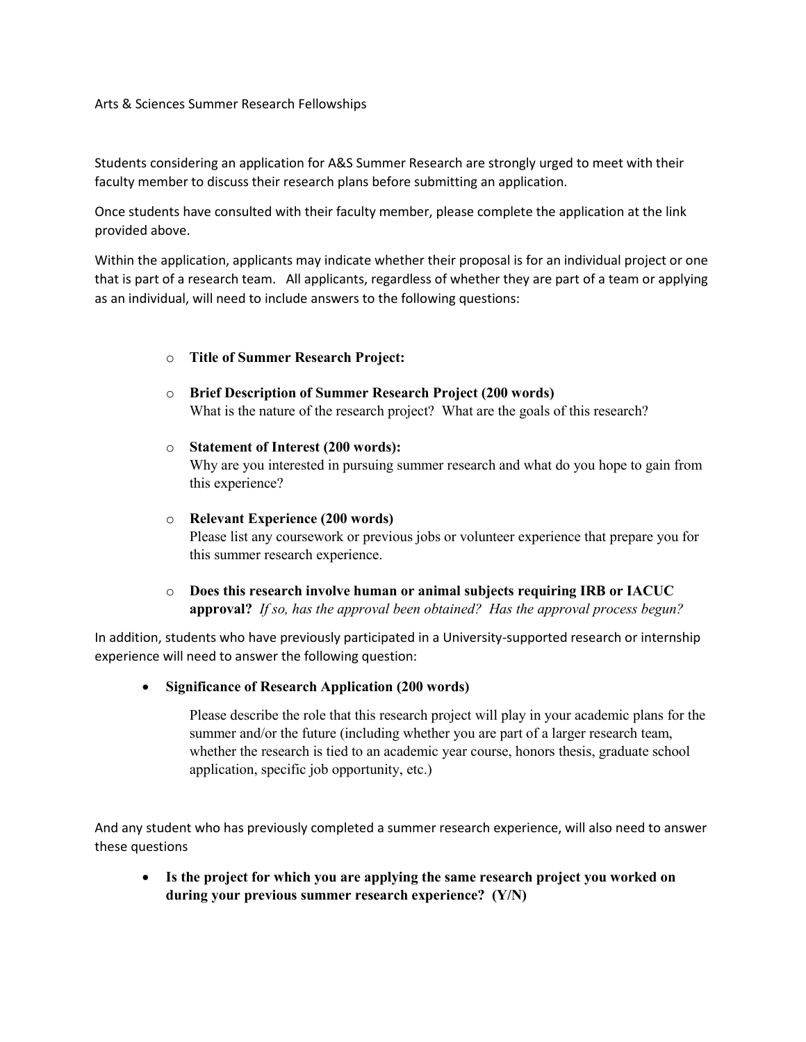# Arts & Sciences Summer Research Fellowships

Students considering an application for A&S Summer Research are strongly urged to meet with their faculty member to discuss their research plans before submitting an application.

Once students have consulted with their faculty member, please complete the application at the link provided above.

Within the application, applicants may indicate whether their proposal is for an individual project or one that is part of a research team. All applicants, regardless of whether they are part of a team or applying as an individual, will need to include answers to the following questions:

- **Title of Summer Research Project:**
- **Brief Description of Summer Research Project (200 words)**
  What is the nature of the research project? What are the goals of this research?
- **Statement of Interest (200 words):**
  Why are you interested in pursuing summer research and what do you hope to gain from this experience?
- **Relevant Experience (200 words)**
  Please list any coursework or previous jobs or volunteer experience that prepare you for this summer research experience.
- **Does this research involve human or animal subjects requiring IRB or IACUC approval?** *If so, has the approval been obtained? Has the approval process begun?*

In addition, students who have previously participated in a University-supported research or internship experience will need to answer the following question:

- **Significance of Research Application (200 words)**

  Please describe the role that this research project will play in your academic plans for the summer and/or the future (including whether you are part of a larger research team, whether the research is tied to an academic year course, honors thesis, graduate school application, specific job opportunity, etc.)

And any student who has previously completed a summer research experience, will also need to answer these questions

- **Is the project for which you are applying the same research project you worked on during your previous summer research experience? (Y/N)**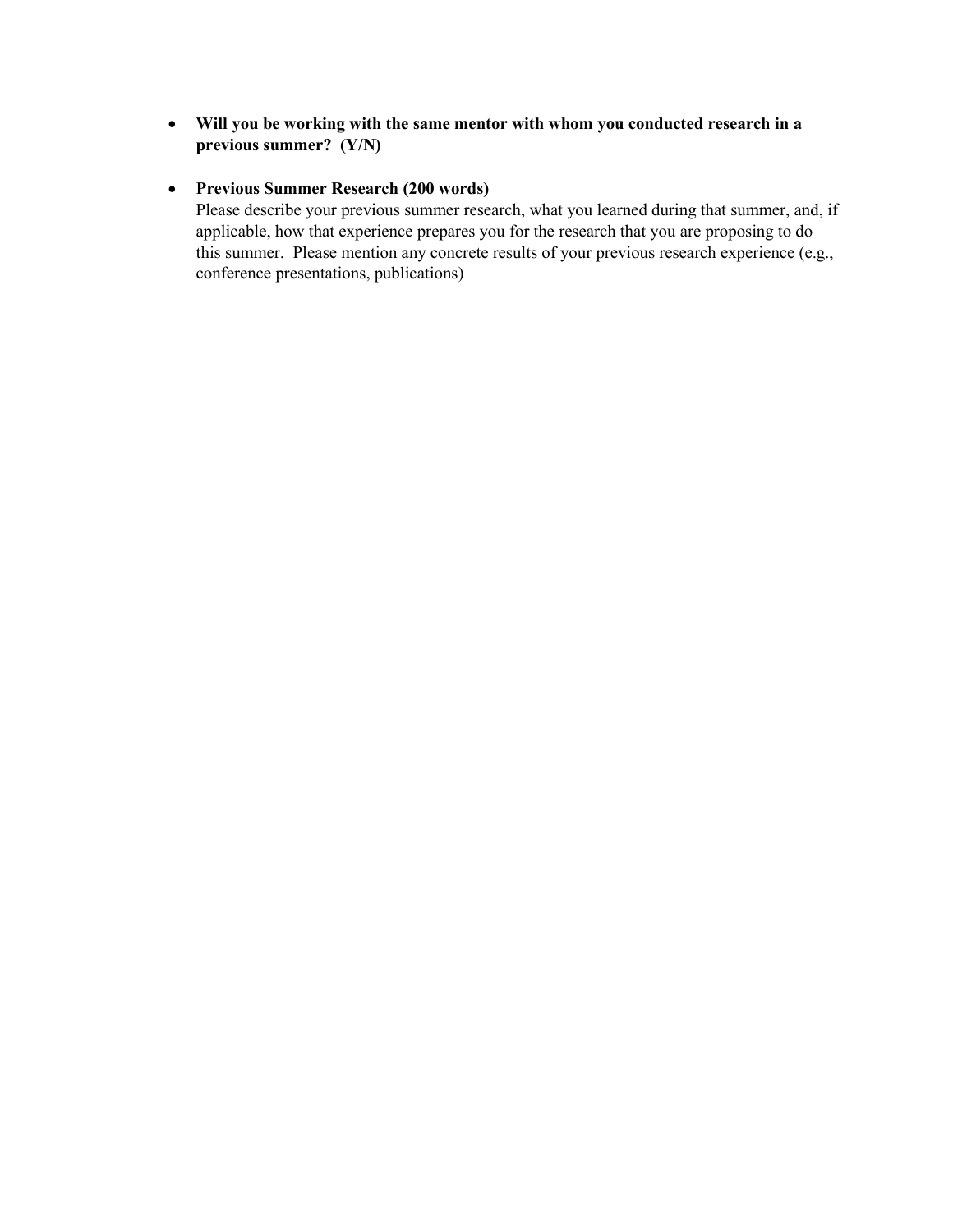- **Will you be working with the same mentor with whom you conducted research in a previous summer? (Y/N)**

- **Previous Summer Research (200 words)**
  Please describe your previous summer research, what you learned during that summer, and, if applicable, how that experience prepares you for the research that you are proposing to do this summer. Please mention any concrete results of your previous research experience (e.g., conference presentations, publications)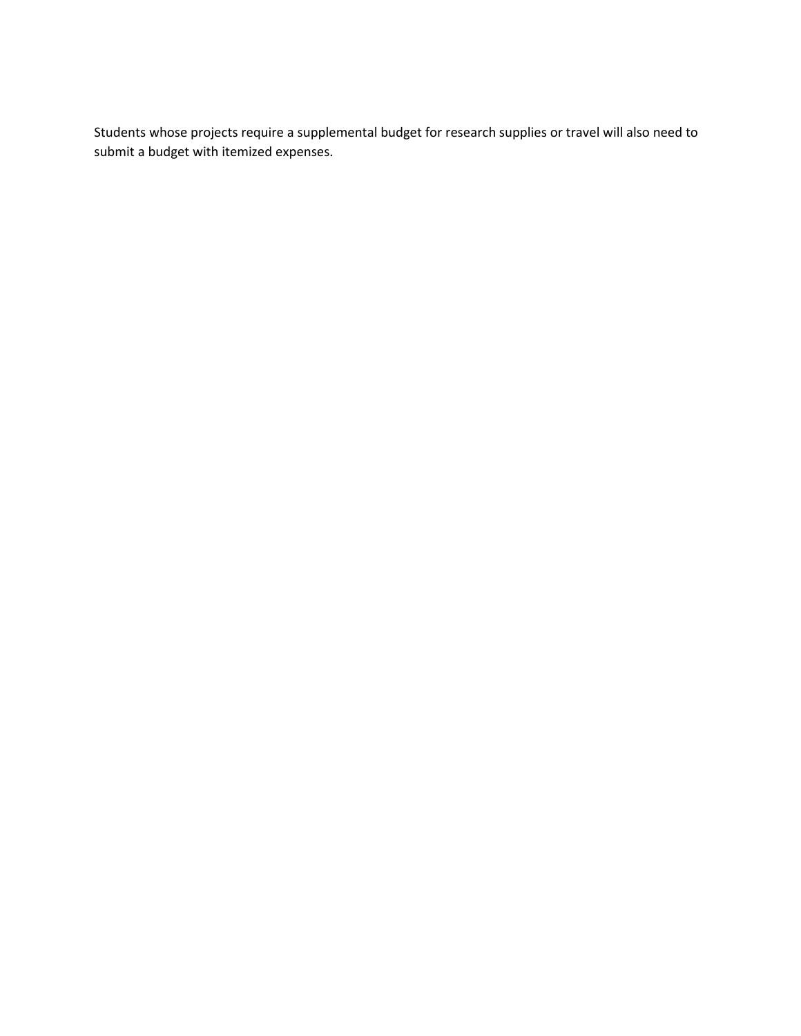Students whose projects require a supplemental budget for research supplies or travel will also need to submit a budget with itemized expenses.